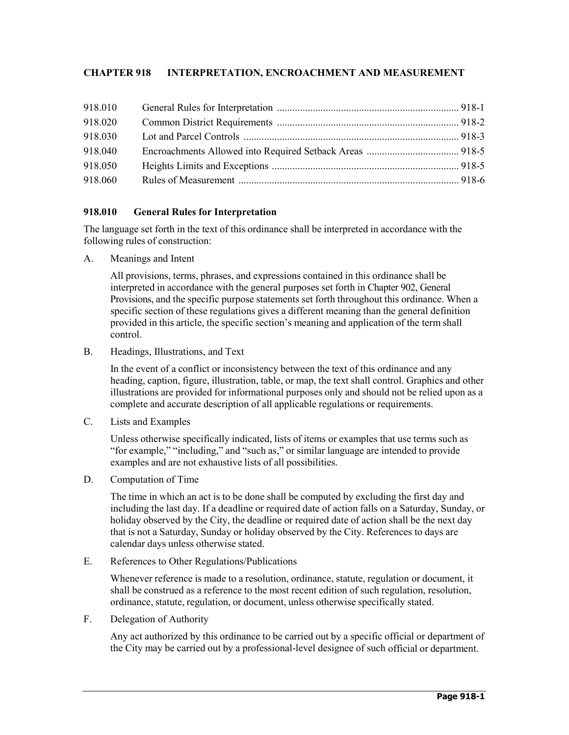# CHAPTER 918 INTERPRETATION, ENCROACHMENT AND MEASUREMENT

| | | |
|---|---|---|
| 918.010 | General Rules for Interpretation | 918-1 |
| 918.020 | Common District Requirements | 918-2 |
| 918.030 | Lot and Parcel Controls | 918-3 |
| 918.040 | Encroachments Allowed into Required Setback Areas | 918-5 |
| 918.050 | Heights Limits and Exceptions | 918-5 |
| 918.060 | Rules of Measurement | 918-6 |

## 918.010 General Rules for Interpretation

The language set forth in the text of this ordinance shall be interpreted in accordance with the following rules of construction:

A. Meanings and Intent

All provisions, terms, phrases, and expressions contained in this ordinance shall be interpreted in accordance with the general purposes set forth in Chapter 902, General Provisions, and the specific purpose statements set forth throughout this ordinance. When a specific section of these regulations gives a different meaning than the general definition provided in this article, the specific section's meaning and application of the term shall control.

B. Headings, Illustrations, and Text

In the event of a conflict or inconsistency between the text of this ordinance and any heading, caption, figure, illustration, table, or map, the text shall control. Graphics and other illustrations are provided for informational purposes only and should not be relied upon as a complete and accurate description of all applicable regulations or requirements.

C. Lists and Examples

Unless otherwise specifically indicated, lists of items or examples that use terms such as "for example," "including," and "such as," or similar language are intended to provide examples and are not exhaustive lists of all possibilities.

D. Computation of Time

The time in which an act is to be done shall be computed by excluding the first day and including the last day. If a deadline or required date of action falls on a Saturday, Sunday, or holiday observed by the City, the deadline or required date of action shall be the next day that is not a Saturday, Sunday or holiday observed by the City. References to days are calendar days unless otherwise stated.

E. References to Other Regulations/Publications

Whenever reference is made to a resolution, ordinance, statute, regulation or document, it shall be construed as a reference to the most recent edition of such regulation, resolution, ordinance, statute, regulation, or document, unless otherwise specifically stated.

F. Delegation of Authority

Any act authorized by this ordinance to be carried out by a specific official or department of the City may be carried out by a professional-level designee of such official or department.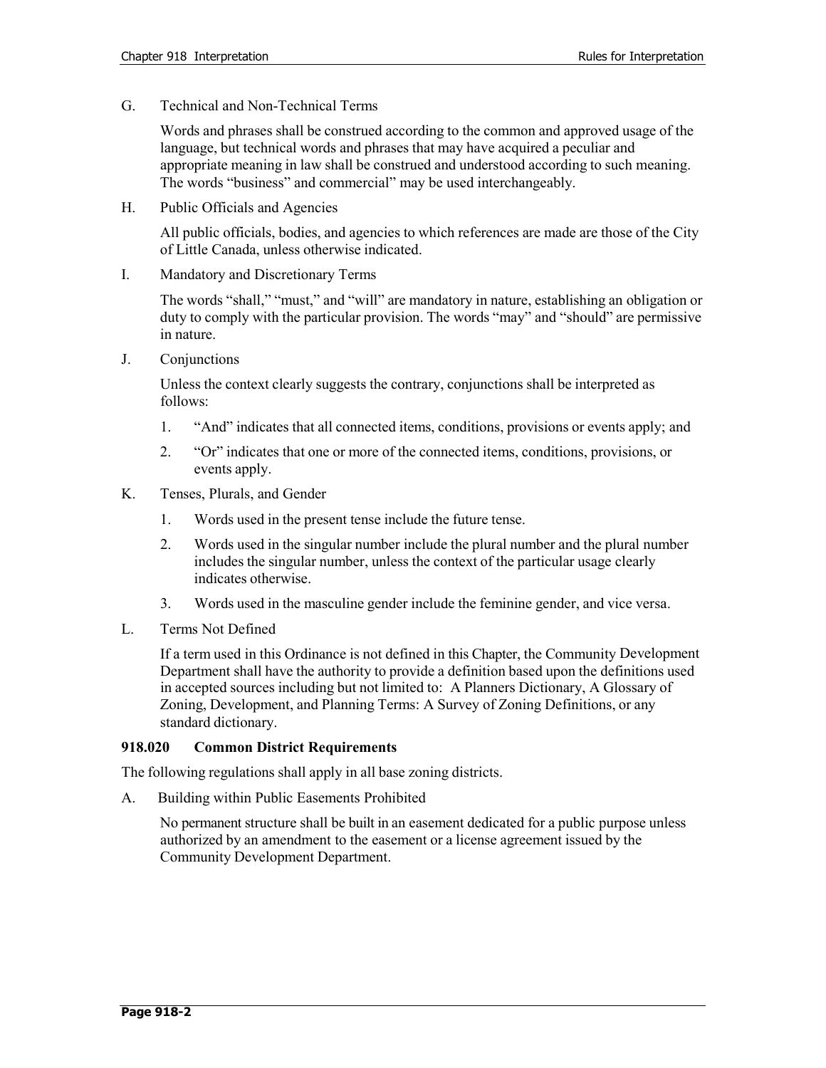G. Technical and Non-Technical Terms

Words and phrases shall be construed according to the common and approved usage of the language, but technical words and phrases that may have acquired a peculiar and appropriate meaning in law shall be construed and understood according to such meaning. The words "business" and commercial" may be used interchangeably.

H. Public Officials and Agencies

All public officials, bodies, and agencies to which references are made are those of the City of Little Canada, unless otherwise indicated.

I. Mandatory and Discretionary Terms

The words "shall," "must," and "will" are mandatory in nature, establishing an obligation or duty to comply with the particular provision. The words "may" and "should" are permissive in nature.

J. Conjunctions

Unless the context clearly suggests the contrary, conjunctions shall be interpreted as follows:

1. "And" indicates that all connected items, conditions, provisions or events apply; and
2. "Or" indicates that one or more of the connected items, conditions, provisions, or events apply.

K. Tenses, Plurals, and Gender

1. Words used in the present tense include the future tense.
2. Words used in the singular number include the plural number and the plural number includes the singular number, unless the context of the particular usage clearly indicates otherwise.
3. Words used in the masculine gender include the feminine gender, and vice versa.

L. Terms Not Defined

If a term used in this Ordinance is not defined in this Chapter, the Community Development Department shall have the authority to provide a definition based upon the definitions used in accepted sources including but not limited to: A Planners Dictionary, A Glossary of Zoning, Development, and Planning Terms: A Survey of Zoning Definitions, or any standard dictionary.

### 918.020 Common District Requirements

The following regulations shall apply in all base zoning districts.

A. Building within Public Easements Prohibited

No permanent structure shall be built in an easement dedicated for a public purpose unless authorized by an amendment to the easement or a license agreement issued by the Community Development Department.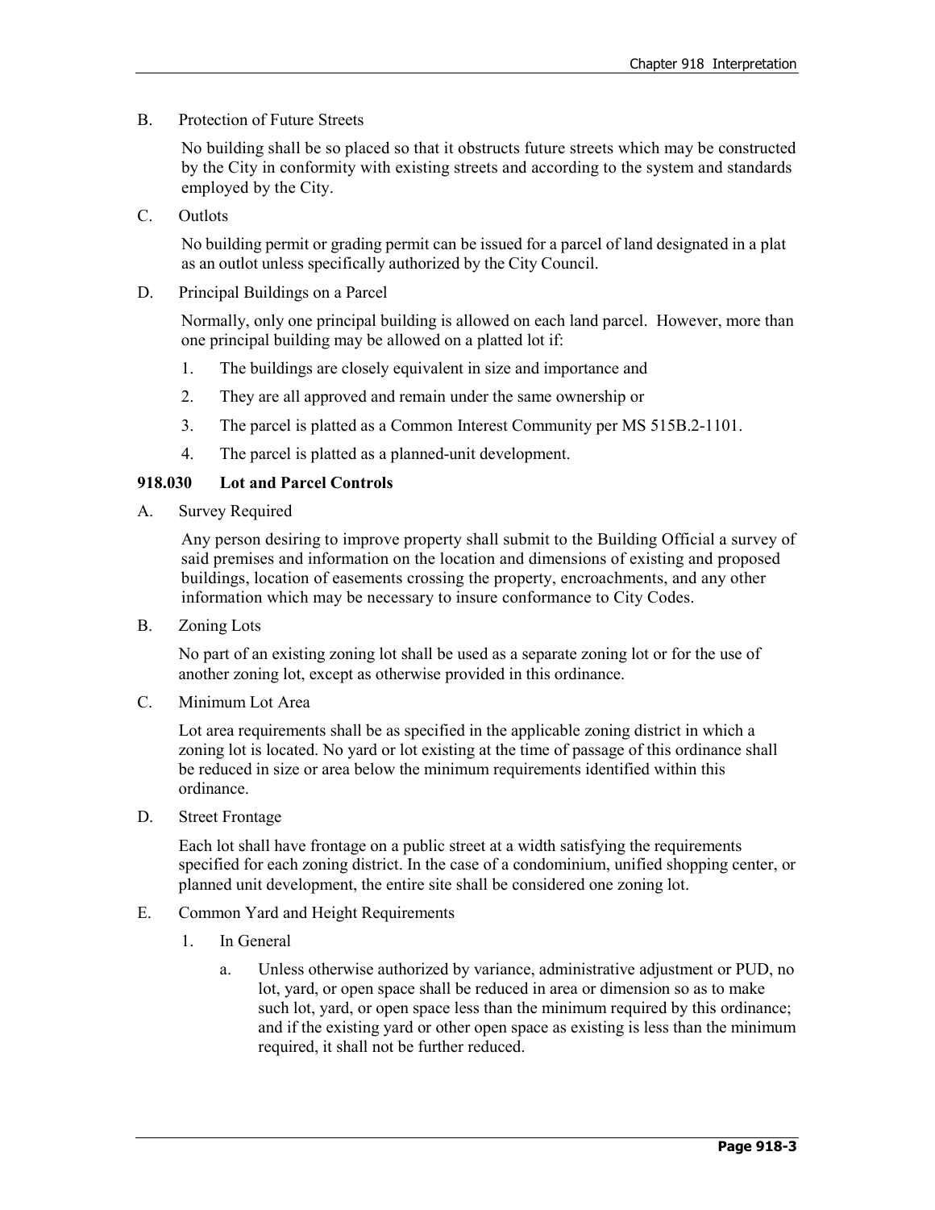B. Protection of Future Streets

No building shall be so placed so that it obstructs future streets which may be constructed by the City in conformity with existing streets and according to the system and standards employed by the City.

C. Outlots

No building permit or grading permit can be issued for a parcel of land designated in a plat as an outlot unless specifically authorized by the City Council.

D. Principal Buildings on a Parcel

Normally, only one principal building is allowed on each land parcel. However, more than one principal building may be allowed on a platted lot if:

1. The buildings are closely equivalent in size and importance and
2. They are all approved and remain under the same ownership or
3. The parcel is platted as a Common Interest Community per MS 515B.2-1101.
4. The parcel is platted as a planned-unit development.

## 918.030 Lot and Parcel Controls

A. Survey Required

Any person desiring to improve property shall submit to the Building Official a survey of said premises and information on the location and dimensions of existing and proposed buildings, location of easements crossing the property, encroachments, and any other information which may be necessary to insure conformance to City Codes.

B. Zoning Lots

No part of an existing zoning lot shall be used as a separate zoning lot or for the use of another zoning lot, except as otherwise provided in this ordinance.

C. Minimum Lot Area

Lot area requirements shall be as specified in the applicable zoning district in which a zoning lot is located. No yard or lot existing at the time of passage of this ordinance shall be reduced in size or area below the minimum requirements identified within this ordinance.

D. Street Frontage

Each lot shall have frontage on a public street at a width satisfying the requirements specified for each zoning district. In the case of a condominium, unified shopping center, or planned unit development, the entire site shall be considered one zoning lot.

E. Common Yard and Height Requirements

1. In General

   a. Unless otherwise authorized by variance, administrative adjustment or PUD, no lot, yard, or open space shall be reduced in area or dimension so as to make such lot, yard, or open space less than the minimum required by this ordinance; and if the existing yard or other open space as existing is less than the minimum required, it shall not be further reduced.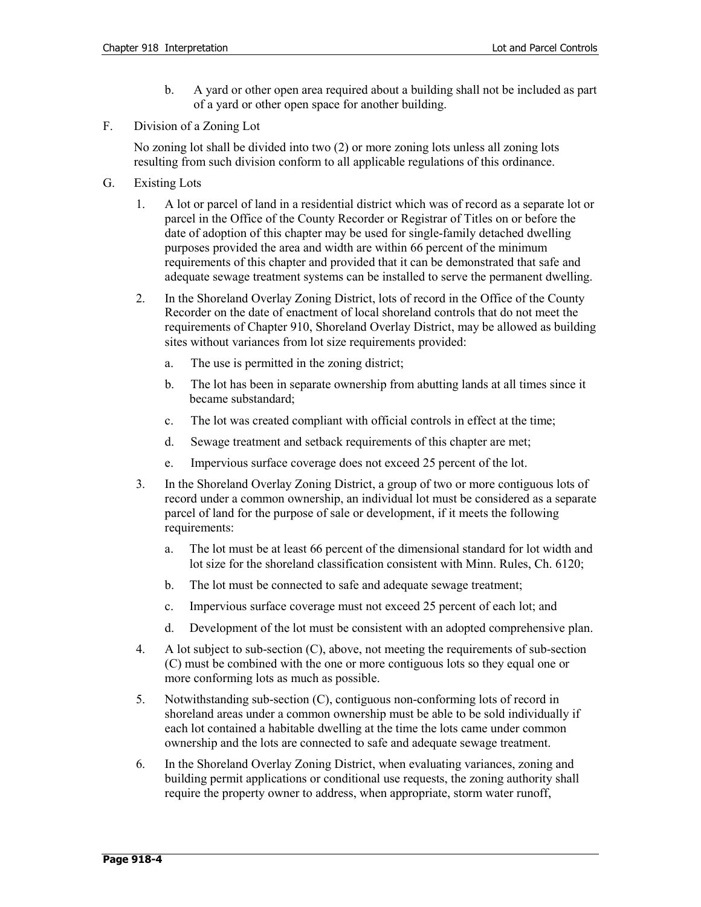b. A yard or other open area required about a building shall not be included as part of a yard or other open space for another building.

F. Division of a Zoning Lot

No zoning lot shall be divided into two (2) or more zoning lots unless all zoning lots resulting from such division conform to all applicable regulations of this ordinance.

G. Existing Lots

1. A lot or parcel of land in a residential district which was of record as a separate lot or parcel in the Office of the County Recorder or Registrar of Titles on or before the date of adoption of this chapter may be used for single-family detached dwelling purposes provided the area and width are within 66 percent of the minimum requirements of this chapter and provided that it can be demonstrated that safe and adequate sewage treatment systems can be installed to serve the permanent dwelling.

2. In the Shoreland Overlay Zoning District, lots of record in the Office of the County Recorder on the date of enactment of local shoreland controls that do not meet the requirements of Chapter 910, Shoreland Overlay District, may be allowed as building sites without variances from lot size requirements provided:

   a. The use is permitted in the zoning district;

   b. The lot has been in separate ownership from abutting lands at all times since it became substandard;

   c. The lot was created compliant with official controls in effect at the time;

   d. Sewage treatment and setback requirements of this chapter are met;

   e. Impervious surface coverage does not exceed 25 percent of the lot.

3. In the Shoreland Overlay Zoning District, a group of two or more contiguous lots of record under a common ownership, an individual lot must be considered as a separate parcel of land for the purpose of sale or development, if it meets the following requirements:

   a. The lot must be at least 66 percent of the dimensional standard for lot width and lot size for the shoreland classification consistent with Minn. Rules, Ch. 6120;

   b. The lot must be connected to safe and adequate sewage treatment;

   c. Impervious surface coverage must not exceed 25 percent of each lot; and

   d. Development of the lot must be consistent with an adopted comprehensive plan.

4. A lot subject to sub-section (C), above, not meeting the requirements of sub-section (C) must be combined with the one or more contiguous lots so they equal one or more conforming lots as much as possible.

5. Notwithstanding sub-section (C), contiguous non-conforming lots of record in shoreland areas under a common ownership must be able to be sold individually if each lot contained a habitable dwelling at the time the lots came under common ownership and the lots are connected to safe and adequate sewage treatment.

6. In the Shoreland Overlay Zoning District, when evaluating variances, zoning and building permit applications or conditional use requests, the zoning authority shall require the property owner to address, when appropriate, storm water runoff,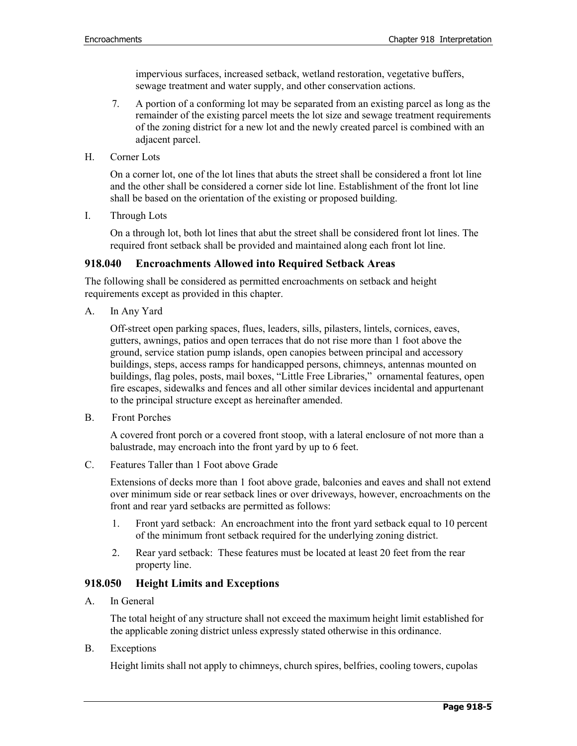impervious surfaces, increased setback, wetland restoration, vegetative buffers, sewage treatment and water supply, and other conservation actions.

7. A portion of a conforming lot may be separated from an existing parcel as long as the remainder of the existing parcel meets the lot size and sewage treatment requirements of the zoning district for a new lot and the newly created parcel is combined with an adjacent parcel.

H. Corner Lots

On a corner lot, one of the lot lines that abuts the street shall be considered a front lot line and the other shall be considered a corner side lot line. Establishment of the front lot line shall be based on the orientation of the existing or proposed building.

I. Through Lots

On a through lot, both lot lines that abut the street shall be considered front lot lines. The required front setback shall be provided and maintained along each front lot line.

### 918.040 Encroachments Allowed into Required Setback Areas

The following shall be considered as permitted encroachments on setback and height requirements except as provided in this chapter.

A. In Any Yard

Off-street open parking spaces, flues, leaders, sills, pilasters, lintels, cornices, eaves, gutters, awnings, patios and open terraces that do not rise more than 1 foot above the ground, service station pump islands, open canopies between principal and accessory buildings, steps, access ramps for handicapped persons, chimneys, antennas mounted on buildings, flag poles, posts, mail boxes, "Little Free Libraries," ornamental features, open fire escapes, sidewalks and fences and all other similar devices incidental and appurtenant to the principal structure except as hereinafter amended.

B. Front Porches

A covered front porch or a covered front stoop, with a lateral enclosure of not more than a balustrade, may encroach into the front yard by up to 6 feet.

C. Features Taller than 1 Foot above Grade

Extensions of decks more than 1 foot above grade, balconies and eaves and shall not extend over minimum side or rear setback lines or over driveways, however, encroachments on the front and rear yard setbacks are permitted as follows:

1. Front yard setback: An encroachment into the front yard setback equal to 10 percent of the minimum front setback required for the underlying zoning district.

2. Rear yard setback: These features must be located at least 20 feet from the rear property line.

### 918.050 Height Limits and Exceptions

A. In General

The total height of any structure shall not exceed the maximum height limit established for the applicable zoning district unless expressly stated otherwise in this ordinance.

B. Exceptions

Height limits shall not apply to chimneys, church spires, belfries, cooling towers, cupolas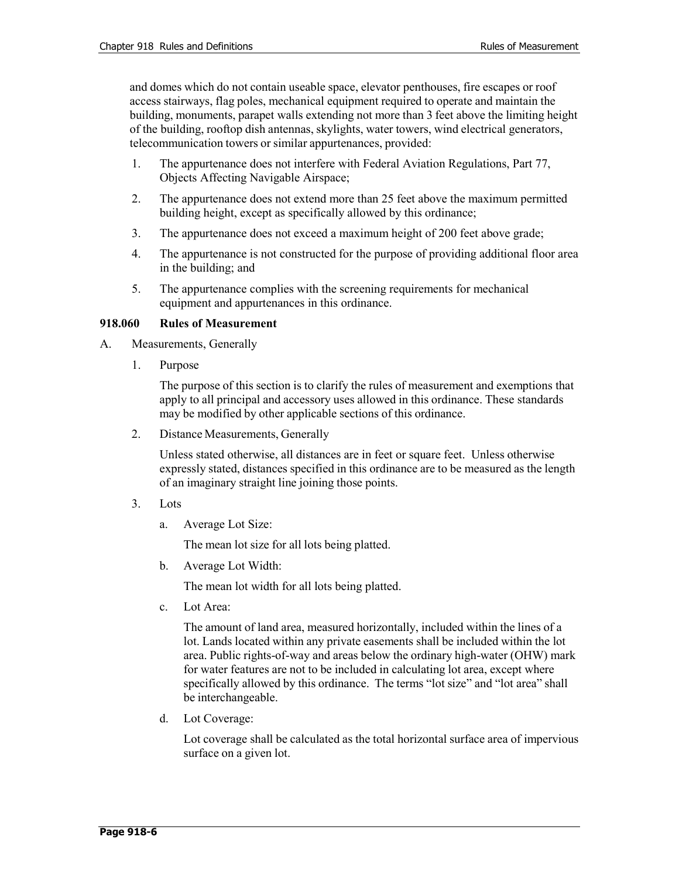and domes which do not contain useable space, elevator penthouses, fire escapes or roof access stairways, flag poles, mechanical equipment required to operate and maintain the building, monuments, parapet walls extending not more than 3 feet above the limiting height of the building, rooftop dish antennas, skylights, water towers, wind electrical generators, telecommunication towers or similar appurtenances, provided:

1. The appurtenance does not interfere with Federal Aviation Regulations, Part 77, Objects Affecting Navigable Airspace;
2. The appurtenance does not extend more than 25 feet above the maximum permitted building height, except as specifically allowed by this ordinance;
3. The appurtenance does not exceed a maximum height of 200 feet above grade;
4. The appurtenance is not constructed for the purpose of providing additional floor area in the building; and
5. The appurtenance complies with the screening requirements for mechanical equipment and appurtenances in this ordinance.

### 918.060 Rules of Measurement

A. Measurements, Generally

1. Purpose

   The purpose of this section is to clarify the rules of measurement and exemptions that apply to all principal and accessory uses allowed in this ordinance. These standards may be modified by other applicable sections of this ordinance.

2. Distance Measurements, Generally

   Unless stated otherwise, all distances are in feet or square feet. Unless otherwise expressly stated, distances specified in this ordinance are to be measured as the length of an imaginary straight line joining those points.

3. Lots

   a. Average Lot Size:

      The mean lot size for all lots being platted.

   b. Average Lot Width:

      The mean lot width for all lots being platted.

   c. Lot Area:

      The amount of land area, measured horizontally, included within the lines of a lot. Lands located within any private easements shall be included within the lot area. Public rights-of-way and areas below the ordinary high-water (OHW) mark for water features are not to be included in calculating lot area, except where specifically allowed by this ordinance. The terms "lot size" and "lot area" shall be interchangeable.

   d. Lot Coverage:

      Lot coverage shall be calculated as the total horizontal surface area of impervious surface on a given lot.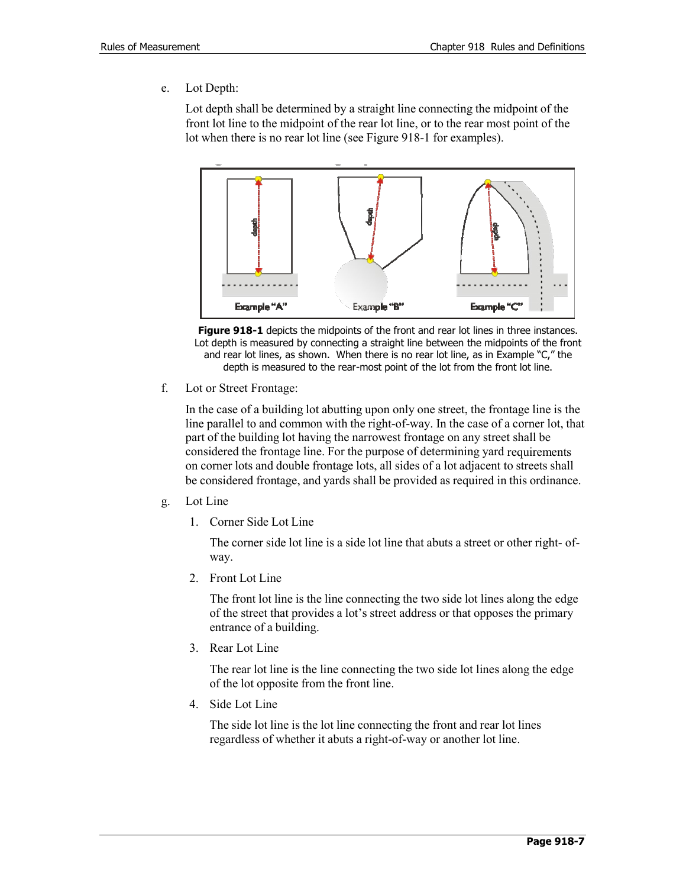e. Lot Depth:

Lot depth shall be determined by a straight line connecting the midpoint of the front lot line to the midpoint of the rear lot line, or to the rear most point of the lot when there is no rear lot line (see Figure 918-1 for examples).

**Figure 918-1** depicts the midpoints of the front and rear lot lines in three instances. Lot depth is measured by connecting a straight line between the midpoints of the front and rear lot lines, as shown. When there is no rear lot line, as in Example "C," the depth is measured to the rear-most point of the lot from the front lot line.

f. Lot or Street Frontage:

In the case of a building lot abutting upon only one street, the frontage line is the line parallel to and common with the right-of-way. In the case of a corner lot, that part of the building lot having the narrowest frontage on any street shall be considered the frontage line. For the purpose of determining yard requirements on corner lots and double frontage lots, all sides of a lot adjacent to streets shall be considered frontage, and yards shall be provided as required in this ordinance.

g. Lot Line

1. Corner Side Lot Line

   The corner side lot line is a side lot line that abuts a street or other right- of-way.

2. Front Lot Line

   The front lot line is the line connecting the two side lot lines along the edge of the street that provides a lot's street address or that opposes the primary entrance of a building.

3. Rear Lot Line

   The rear lot line is the line connecting the two side lot lines along the edge of the lot opposite from the front line.

4. Side Lot Line

   The side lot line is the lot line connecting the front and rear lot lines regardless of whether it abuts a right-of-way or another lot line.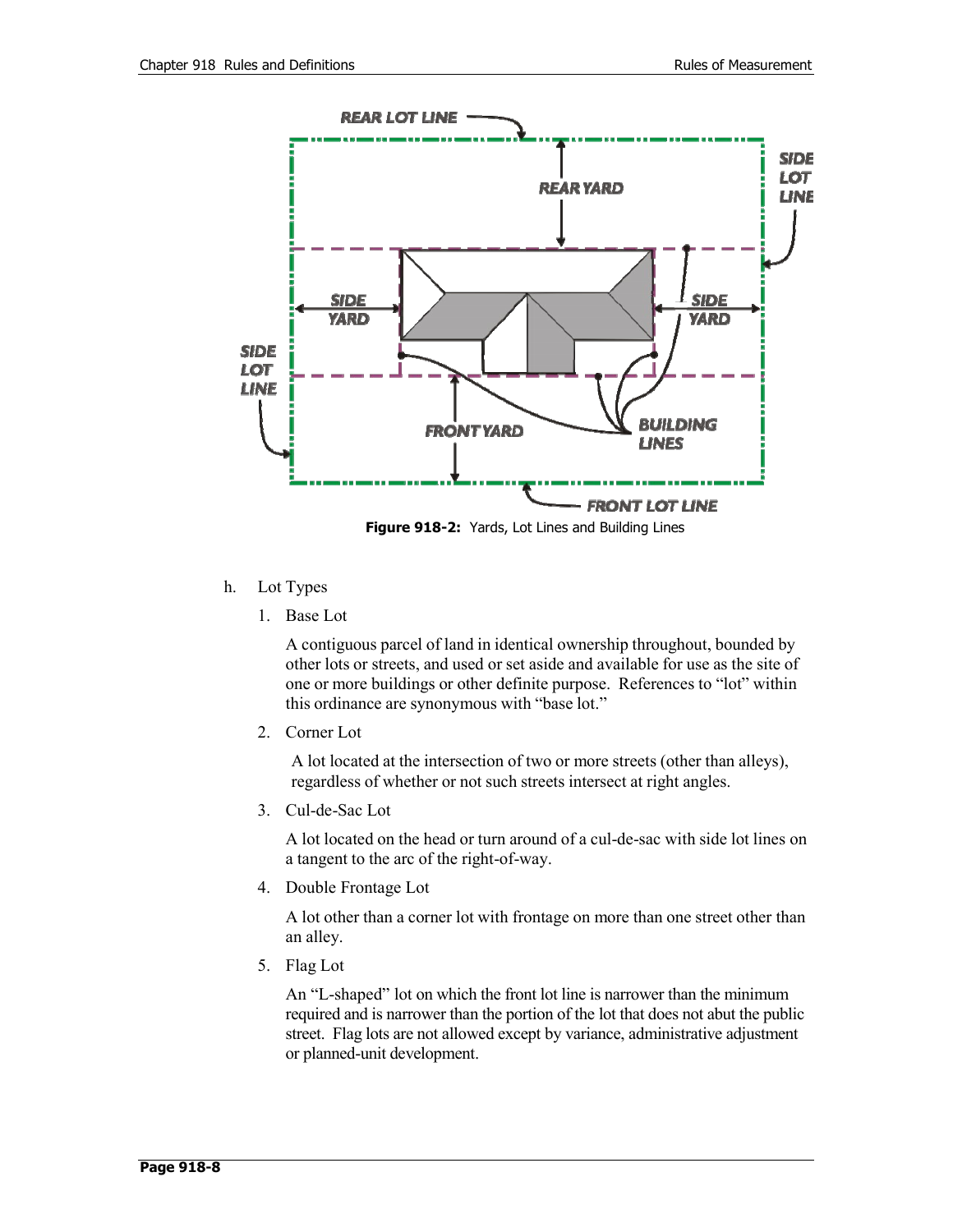Figure 918-2: Yards, Lot Lines and Building Lines

h. Lot Types

1. Base Lot

   A contiguous parcel of land in identical ownership throughout, bounded by other lots or streets, and used or set aside and available for use as the site of one or more buildings or other definite purpose. References to "lot" within this ordinance are synonymous with "base lot."

2. Corner Lot

   A lot located at the intersection of two or more streets (other than alleys), regardless of whether or not such streets intersect at right angles.

3. Cul-de-Sac Lot

   A lot located on the head or turn around of a cul-de-sac with side lot lines on a tangent to the arc of the right-of-way.

4. Double Frontage Lot

   A lot other than a corner lot with frontage on more than one street other than an alley.

5. Flag Lot

   An "L-shaped" lot on which the front lot line is narrower than the minimum required and is narrower than the portion of the lot that does not abut the public street. Flag lots are not allowed except by variance, administrative adjustment or planned-unit development.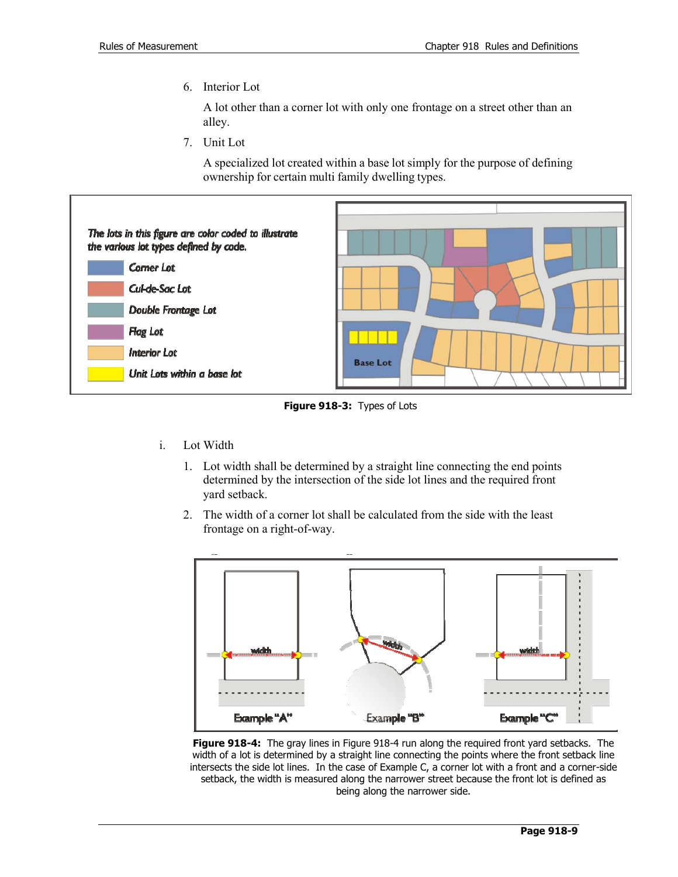6. Interior Lot

   A lot other than a corner lot with only one frontage on a street other than an alley.

7. Unit Lot

   A specialized lot created within a base lot simply for the purpose of defining ownership for certain multi family dwelling types.

*The lots in this figure are color coded to illustrate the various lot types defined by code.*

- Corner Lot
- Cul-de-Sac Lot
- Double Frontage Lot
- Flag Lot
- Interior Lot
- Unit Lots within a base lot

**Figure 918-3:** Types of Lots

i. Lot Width

1. Lot width shall be determined by a straight line connecting the end points determined by the intersection of the side lot lines and the required front yard setback.

2. The width of a corner lot shall be calculated from the side with the least frontage on a right-of-way.

**Figure 918-4:** The gray lines in Figure 918-4 run along the required front yard setbacks. The width of a lot is determined by a straight line connecting the points where the front setback line intersects the side lot lines. In the case of Example C, a corner lot with a front and a corner-side setback, the width is measured along the narrower street because the front lot is defined as being along the narrower side.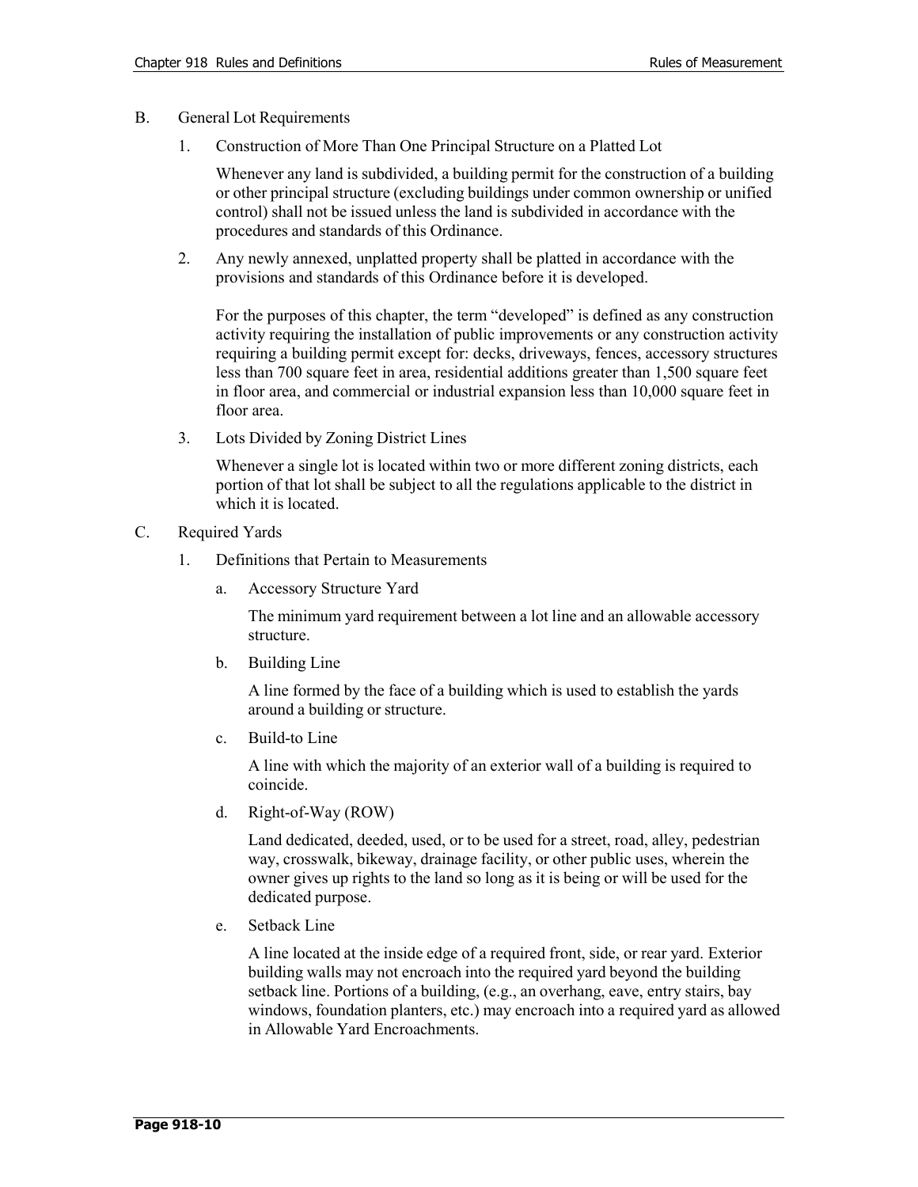B. General Lot Requirements

1. Construction of More Than One Principal Structure on a Platted Lot

   Whenever any land is subdivided, a building permit for the construction of a building or other principal structure (excluding buildings under common ownership or unified control) shall not be issued unless the land is subdivided in accordance with the procedures and standards of this Ordinance.

2. Any newly annexed, unplatted property shall be platted in accordance with the provisions and standards of this Ordinance before it is developed.

   For the purposes of this chapter, the term "developed" is defined as any construction activity requiring the installation of public improvements or any construction activity requiring a building permit except for: decks, driveways, fences, accessory structures less than 700 square feet in area, residential additions greater than 1,500 square feet in floor area, and commercial or industrial expansion less than 10,000 square feet in floor area.

3. Lots Divided by Zoning District Lines

   Whenever a single lot is located within two or more different zoning districts, each portion of that lot shall be subject to all the regulations applicable to the district in which it is located.

C. Required Yards

1. Definitions that Pertain to Measurements

   a. Accessory Structure Yard

      The minimum yard requirement between a lot line and an allowable accessory structure.

   b. Building Line

      A line formed by the face of a building which is used to establish the yards around a building or structure.

   c. Build-to Line

      A line with which the majority of an exterior wall of a building is required to coincide.

   d. Right-of-Way (ROW)

      Land dedicated, deeded, used, or to be used for a street, road, alley, pedestrian way, crosswalk, bikeway, drainage facility, or other public uses, wherein the owner gives up rights to the land so long as it is being or will be used for the dedicated purpose.

   e. Setback Line

      A line located at the inside edge of a required front, side, or rear yard. Exterior building walls may not encroach into the required yard beyond the building setback line. Portions of a building, (e.g., an overhang, eave, entry stairs, bay windows, foundation planters, etc.) may encroach into a required yard as allowed in Allowable Yard Encroachments.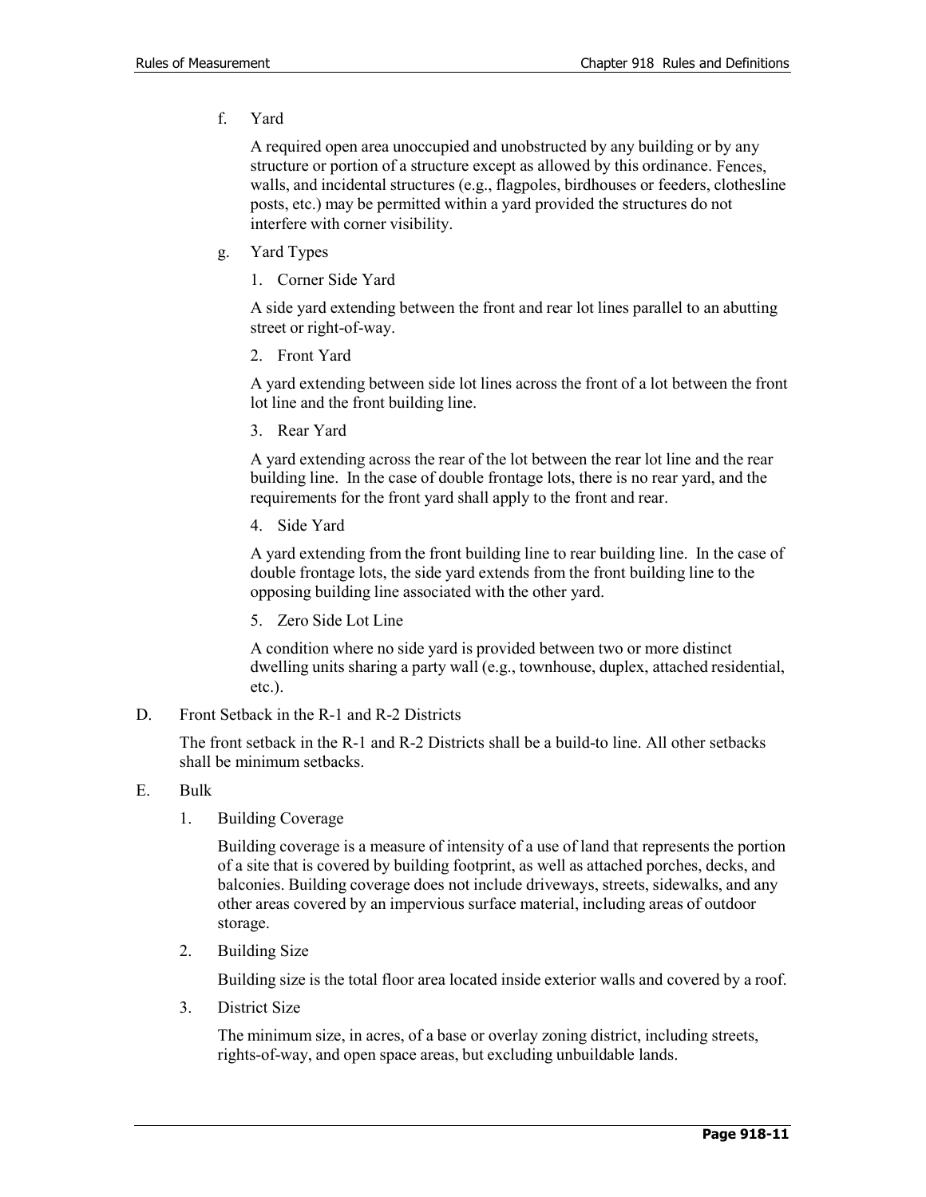f. Yard

A required open area unoccupied and unobstructed by any building or by any structure or portion of a structure except as allowed by this ordinance. Fences, walls, and incidental structures (e.g., flagpoles, birdhouses or feeders, clothesline posts, etc.) may be permitted within a yard provided the structures do not interfere with corner visibility.

g. Yard Types

1. Corner Side Yard

A side yard extending between the front and rear lot lines parallel to an abutting street or right-of-way.

2. Front Yard

A yard extending between side lot lines across the front of a lot between the front lot line and the front building line.

3. Rear Yard

A yard extending across the rear of the lot between the rear lot line and the rear building line. In the case of double frontage lots, there is no rear yard, and the requirements for the front yard shall apply to the front and rear.

4. Side Yard

A yard extending from the front building line to rear building line. In the case of double frontage lots, the side yard extends from the front building line to the opposing building line associated with the other yard.

5. Zero Side Lot Line

A condition where no side yard is provided between two or more distinct dwelling units sharing a party wall (e.g., townhouse, duplex, attached residential, etc.).

D. Front Setback in the R-1 and R-2 Districts

The front setback in the R-1 and R-2 Districts shall be a build-to line. All other setbacks shall be minimum setbacks.

E. Bulk

1. Building Coverage

Building coverage is a measure of intensity of a use of land that represents the portion of a site that is covered by building footprint, as well as attached porches, decks, and balconies. Building coverage does not include driveways, streets, sidewalks, and any other areas covered by an impervious surface material, including areas of outdoor storage.

2. Building Size

Building size is the total floor area located inside exterior walls and covered by a roof.

3. District Size

The minimum size, in acres, of a base or overlay zoning district, including streets, rights-of-way, and open space areas, but excluding unbuildable lands.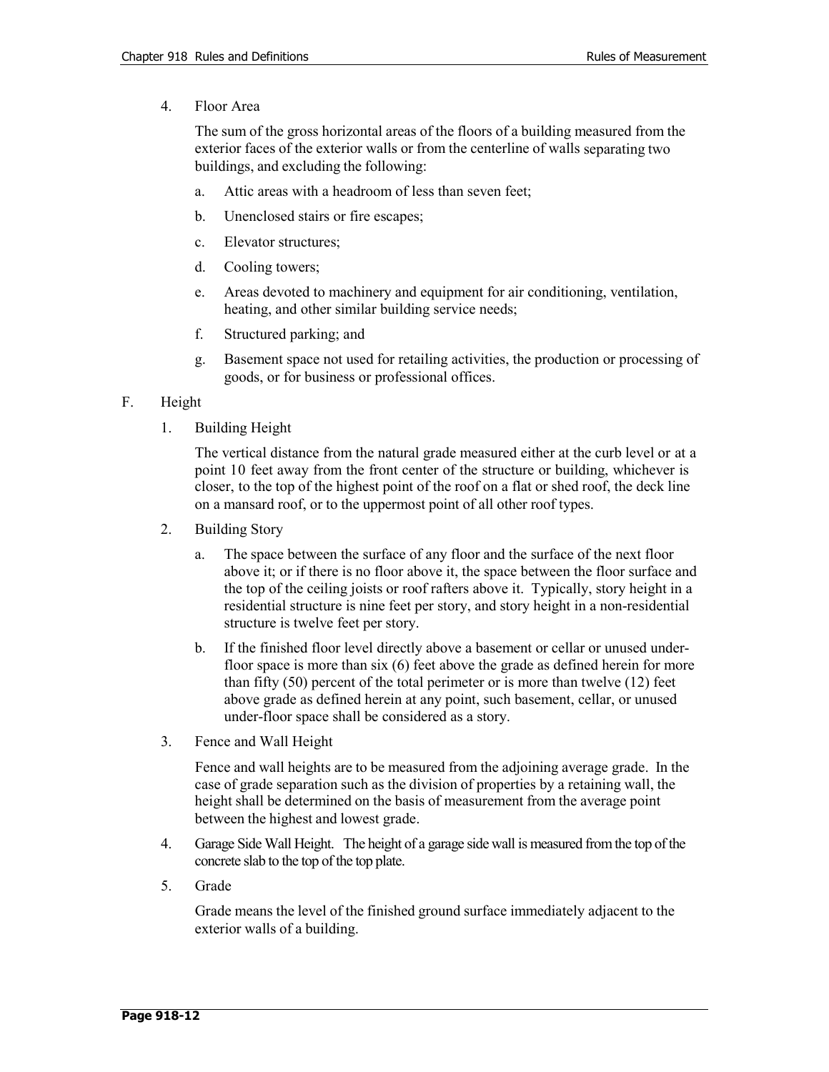4. Floor Area

   The sum of the gross horizontal areas of the floors of a building measured from the exterior faces of the exterior walls or from the centerline of walls separating two buildings, and excluding the following:

   a. Attic areas with a headroom of less than seven feet;

   b. Unenclosed stairs or fire escapes;

   c. Elevator structures;

   d. Cooling towers;

   e. Areas devoted to machinery and equipment for air conditioning, ventilation, heating, and other similar building service needs;

   f. Structured parking; and

   g. Basement space not used for retailing activities, the production or processing of goods, or for business or professional offices.

F. Height

1. Building Height

   The vertical distance from the natural grade measured either at the curb level or at a point 10 feet away from the front center of the structure or building, whichever is closer, to the top of the highest point of the roof on a flat or shed roof, the deck line on a mansard roof, or to the uppermost point of all other roof types.

2. Building Story

   a. The space between the surface of any floor and the surface of the next floor above it; or if there is no floor above it, the space between the floor surface and the top of the ceiling joists or roof rafters above it. Typically, story height in a residential structure is nine feet per story, and story height in a non-residential structure is twelve feet per story.

   b. If the finished floor level directly above a basement or cellar or unused under-floor space is more than six (6) feet above the grade as defined herein for more than fifty (50) percent of the total perimeter or is more than twelve (12) feet above grade as defined herein at any point, such basement, cellar, or unused under-floor space shall be considered as a story.

3. Fence and Wall Height

   Fence and wall heights are to be measured from the adjoining average grade. In the case of grade separation such as the division of properties by a retaining wall, the height shall be determined on the basis of measurement from the average point between the highest and lowest grade.

4. Garage Side Wall Height. The height of a garage side wall is measured from the top of the concrete slab to the top of the top plate.

5. Grade

   Grade means the level of the finished ground surface immediately adjacent to the exterior walls of a building.